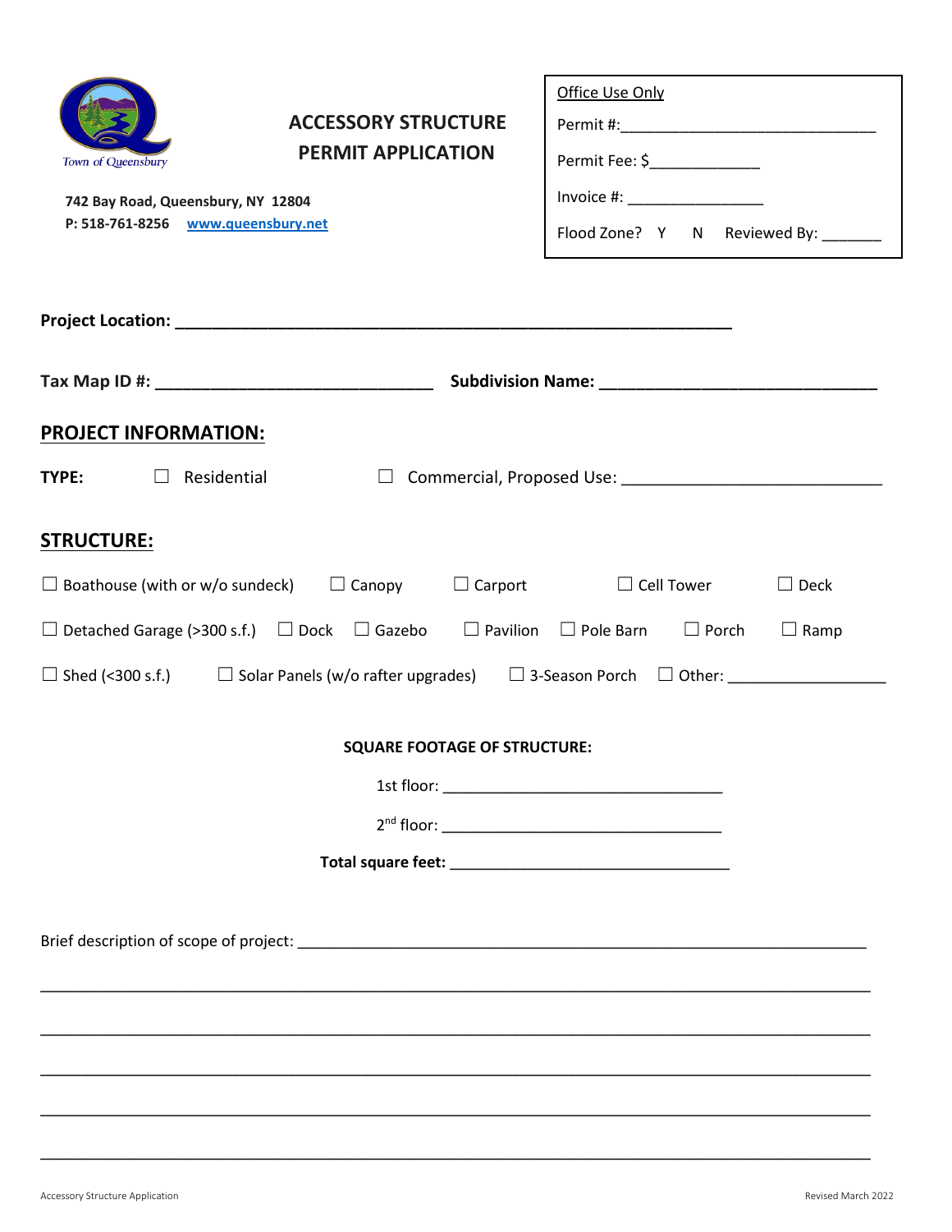Town of Queensbury

# ACCESSORY STRUCTURE PERMIT APPLICATION

742 Bay Road, Queensbury, NY 12804
P: 518-761-8256 www.queensbury.net

| Office Use Only |
| --- |
| Permit #:______________________________ |
| Permit Fee: $____________ |
| Invoice #: ________________ |
| Flood Zone? Y N Reviewed By: _______ |

**Project Location:** ______________________________________________________________

**Tax Map ID #:** ______________________________ **Subdivision Name:** ______________________________

## PROJECT INFORMATION:

**TYPE:** ☐ Residential ☐ Commercial, Proposed Use: ____________________________

## STRUCTURE:

☐ Boathouse (with or w/o sundeck) ☐ Canopy ☐ Carport ☐ Cell Tower ☐ Deck

☐ Detached Garage (>300 s.f.) ☐ Dock ☐ Gazebo ☐ Pavilion ☐ Pole Barn ☐ Porch ☐ Ramp

☐ Shed (<300 s.f.) ☐ Solar Panels (w/o rafter upgrades) ☐ 3-Season Porch ☐ Other: __________________

**SQUARE FOOTAGE OF STRUCTURE:**

1st floor: ________________________________

2nd floor: ________________________________

**Total square feet:** ________________________________

Brief description of scope of project: ________________________________________________________________

____________________________________________________________________________________________

____________________________________________________________________________________________

____________________________________________________________________________________________

____________________________________________________________________________________________

____________________________________________________________________________________________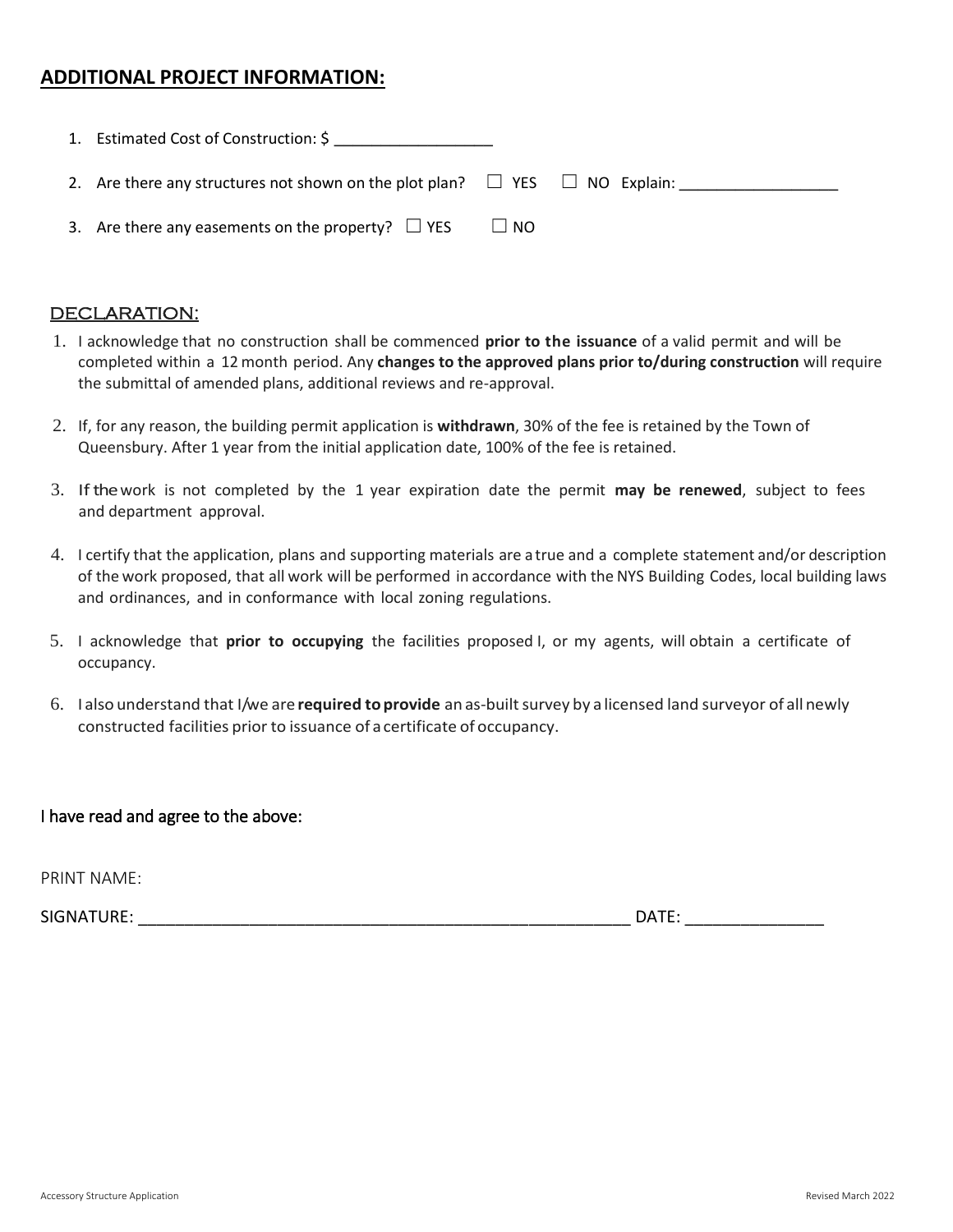## ADDITIONAL PROJECT INFORMATION:

1. Estimated Cost of Construction: $ __________________
2. Are there any structures not shown on the plot plan? ☐ YES ☐ NO Explain: __________________
3. Are there any easements on the property? ☐ YES ☐ NO

### DECLARATION:

1. I acknowledge that no construction shall be commenced **prior to the issuance** of a valid permit and will be completed within a 12 month period. Any **changes to the approved plans prior to/during construction** will require the submittal of amended plans, additional reviews and re-approval.
2. If, for any reason, the building permit application is **withdrawn**, 30% of the fee is retained by the Town of Queensbury. After 1 year from the initial application date, 100% of the fee is retained.
3. If the work is not completed by the 1 year expiration date the permit **may be renewed**, subject to fees and department approval.
4. I certify that the application, plans and supporting materials are a true and a complete statement and/or description of the work proposed, that all work will be performed in accordance with the NYS Building Codes, local building laws and ordinances, and in conformance with local zoning regulations.
5. I acknowledge that **prior to occupying** the facilities proposed I, or my agents, will obtain a certificate of occupancy.
6. I also understand that I/we are **required to provide** an as-built survey by a licensed land surveyor of all newly constructed facilities prior to issuance of a certificate of occupancy.

I have read and agree to the above:

PRINT NAME:

SIGNATURE: ______________________________________________________ DATE: _______________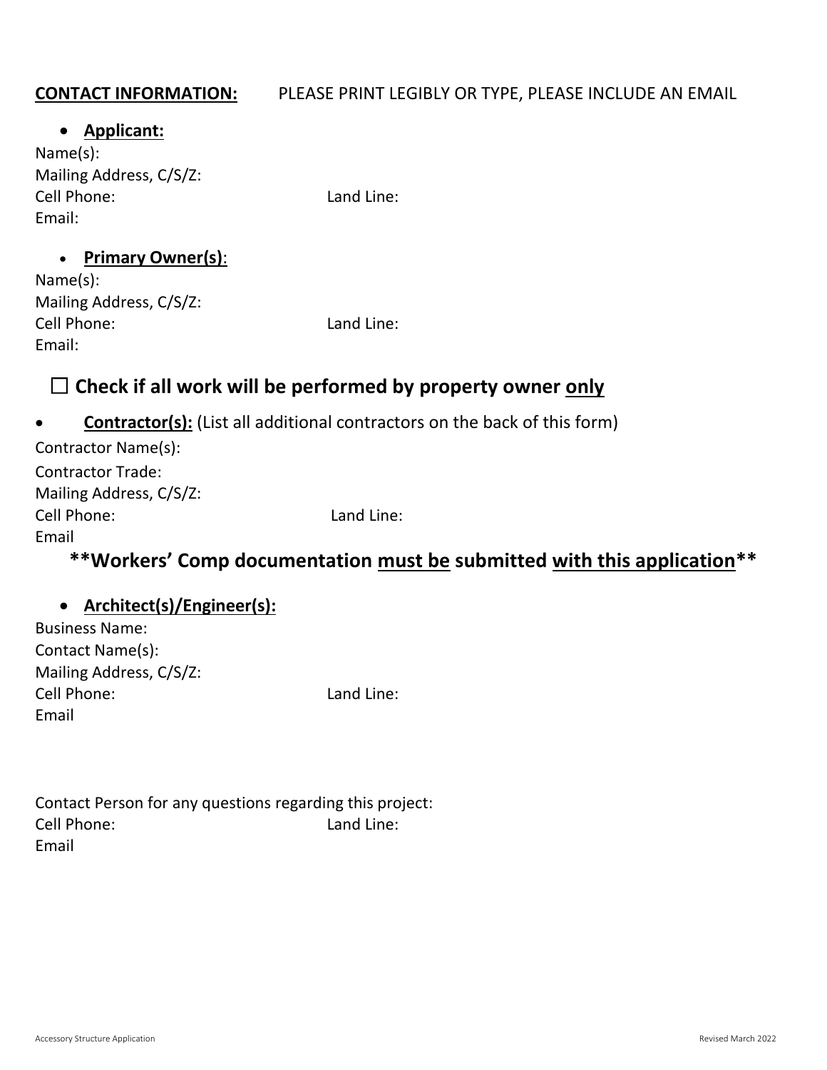**CONTACT INFORMATION:** PLEASE PRINT LEGIBLY OR TYPE, PLEASE INCLUDE AN EMAIL

- **Applicant:**

Name(s):
Mailing Address, C/S/Z:
Cell Phone: Land Line:
Email:

- **Primary Owner(s)**:

Name(s):
Mailing Address, C/S/Z:
Cell Phone: Land Line:
Email:

☐ **Check if all work will be performed by property owner only**

- **Contractor(s):** (List all additional contractors on the back of this form)

Contractor Name(s):
Contractor Trade:
Mailing Address, C/S/Z:
Cell Phone: Land Line:
Email

**\*\*Workers' Comp documentation must be submitted with this application\*\***

- **Architect(s)/Engineer(s):**

Business Name:
Contact Name(s):
Mailing Address, C/S/Z:
Cell Phone: Land Line:
Email

Contact Person for any questions regarding this project:
Cell Phone: Land Line:
Email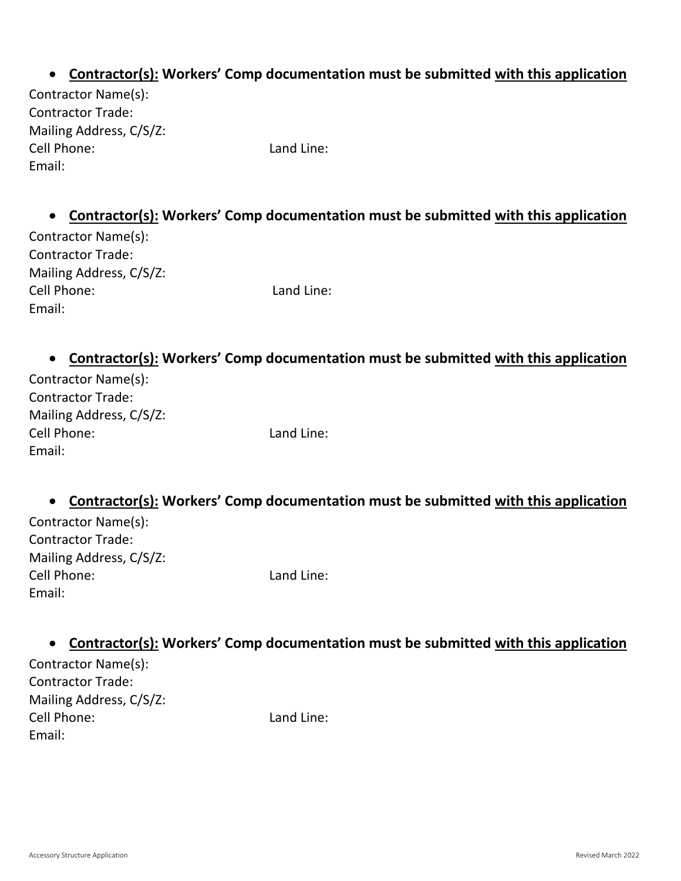- **<u>Contractor(s):</u> Workers' Comp documentation must be submitted <u>with this application</u>**

Contractor Name(s):
Contractor Trade:
Mailing Address, C/S/Z:
Cell Phone: Land Line:
Email:

- **<u>Contractor(s):</u> Workers' Comp documentation must be submitted <u>with this application</u>**

Contractor Name(s):
Contractor Trade:
Mailing Address, C/S/Z:
Cell Phone: Land Line:
Email:

- **<u>Contractor(s):</u> Workers' Comp documentation must be submitted <u>with this application</u>**

Contractor Name(s):
Contractor Trade:
Mailing Address, C/S/Z:
Cell Phone: Land Line:
Email:

- **<u>Contractor(s):</u> Workers' Comp documentation must be submitted <u>with this application</u>**

Contractor Name(s):
Contractor Trade:
Mailing Address, C/S/Z:
Cell Phone: Land Line:
Email:

- **<u>Contractor(s):</u> Workers' Comp documentation must be submitted <u>with this application</u>**

Contractor Name(s):
Contractor Trade:
Mailing Address, C/S/Z:
Cell Phone: Land Line:
Email: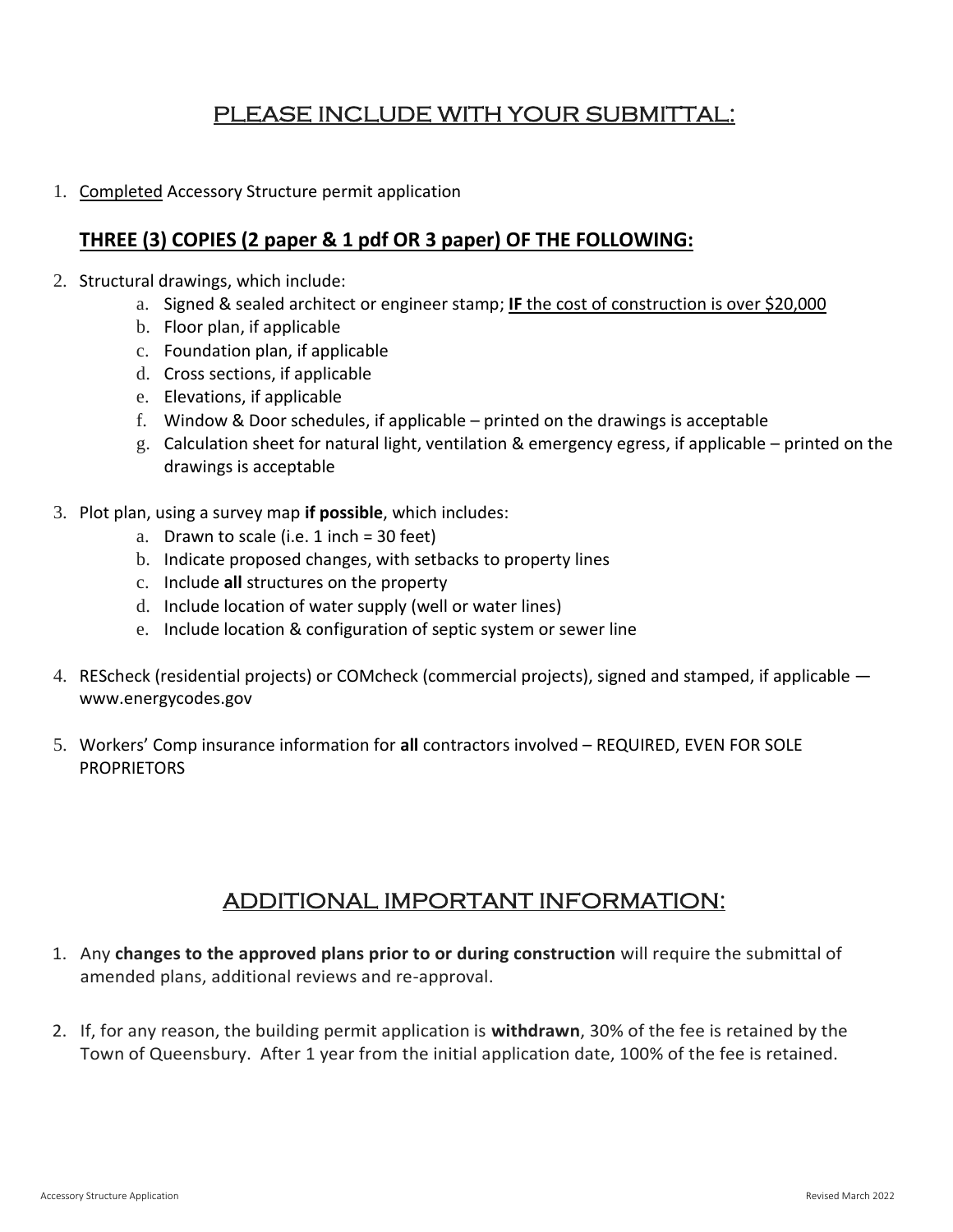## PLEASE INCLUDE WITH YOUR SUBMITTAL:

1. Completed Accessory Structure permit application

### THREE (3) COPIES (2 paper & 1 pdf OR 3 paper) OF THE FOLLOWING:

2. Structural drawings, which include:
   a. Signed & sealed architect or engineer stamp; **IF** the cost of construction is over $20,000
   b. Floor plan, if applicable
   c. Foundation plan, if applicable
   d. Cross sections, if applicable
   e. Elevations, if applicable
   f. Window & Door schedules, if applicable – printed on the drawings is acceptable
   g. Calculation sheet for natural light, ventilation & emergency egress, if applicable – printed on the drawings is acceptable

3. Plot plan, using a survey map **if possible**, which includes:
   a. Drawn to scale (i.e. 1 inch = 30 feet)
   b. Indicate proposed changes, with setbacks to property lines
   c. Include **all** structures on the property
   d. Include location of water supply (well or water lines)
   e. Include location & configuration of septic system or sewer line

4. REScheck (residential projects) or COMcheck (commercial projects), signed and stamped, if applicable — www.energycodes.gov

5. Workers' Comp insurance information for **all** contractors involved – REQUIRED, EVEN FOR SOLE PROPRIETORS

## ADDITIONAL IMPORTANT INFORMATION:

1. Any **changes to the approved plans prior to or during construction** will require the submittal of amended plans, additional reviews and re-approval.

2. If, for any reason, the building permit application is **withdrawn**, 30% of the fee is retained by the Town of Queensbury. After 1 year from the initial application date, 100% of the fee is retained.